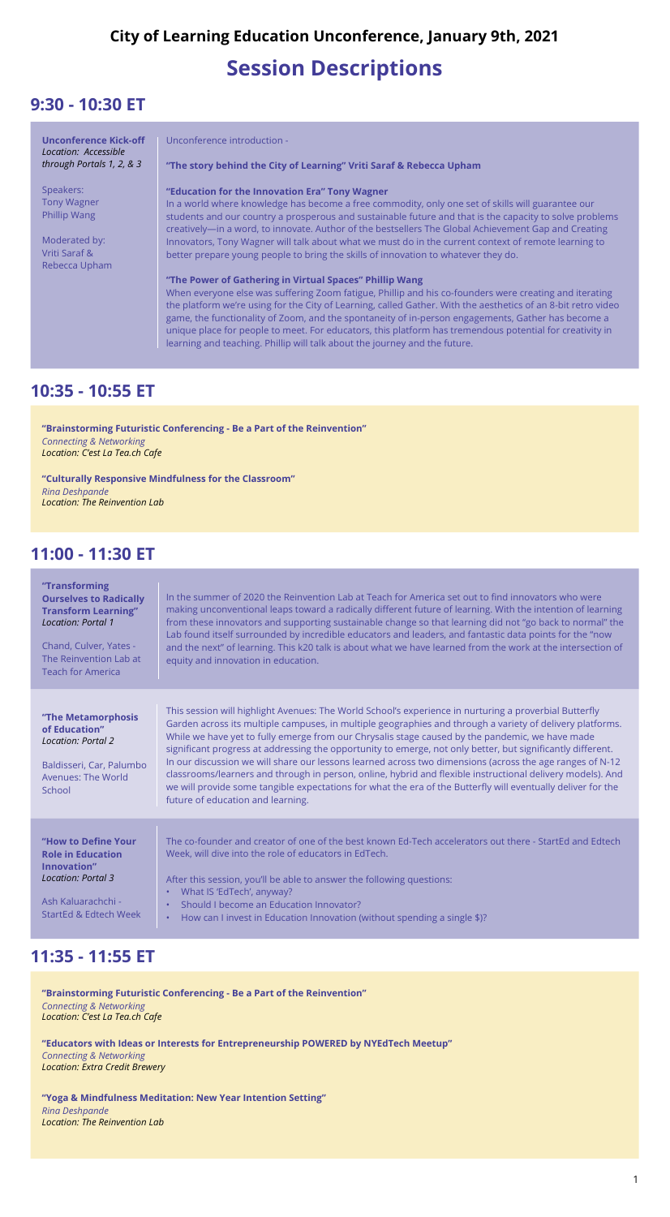## City of Learning Education Unconference, January 9th, 2021

# Session Descriptions

## 9:30 - 10:30 ET

**Unconference Kick-off**
*Location: Accessible through Portals 1, 2, & 3*

Speakers:
Tony Wagner
Phillip Wang

Moderated by:
Vriti Saraf &
Rebecca Upham

Unconference introduction -

**"The story behind the City of Learning" Vriti Saraf & Rebecca Upham**

**"Education for the Innovation Era" Tony Wagner**
In a world where knowledge has become a free commodity, only one set of skills will guarantee our students and our country a prosperous and sustainable future and that is the capacity to solve problems creatively—in a word, to innovate. Author of the bestsellers The Global Achievement Gap and Creating Innovators, Tony Wagner will talk about what we must do in the current context of remote learning to better prepare young people to bring the skills of innovation to whatever they do.

**"The Power of Gathering in Virtual Spaces" Phillip Wang**
When everyone else was suffering Zoom fatigue, Phillip and his co-founders were creating and iterating the platform we're using for the City of Learning, called Gather. With the aesthetics of an 8-bit retro video game, the functionality of Zoom, and the spontaneity of in-person engagements, Gather has become a unique place for people to meet. For educators, this platform has tremendous potential for creativity in learning and teaching. Phillip will talk about the journey and the future.

## 10:35 - 10:55 ET

**"Brainstorming Futuristic Conferencing - Be a Part of the Reinvention"**
*Connecting & Networking*
*Location: C'est La Tea.ch Cafe*

**"Culturally Responsive Mindfulness for the Classroom"**
*Rina Deshpande*
*Location: The Reinvention Lab*

## 11:00 - 11:30 ET

**"Transforming Ourselves to Radically Transform Learning"**
*Location: Portal 1*

Chand, Culver, Yates - The Reinvention Lab at Teach for America

In the summer of 2020 the Reinvention Lab at Teach for America set out to find innovators who were making unconventional leaps toward a radically different future of learning. With the intention of learning from these innovators and supporting sustainable change so that learning did not "go back to normal" the Lab found itself surrounded by incredible educators and leaders, and fantastic data points for the "now and the next" of learning. This k20 talk is about what we have learned from the work at the intersection of equity and innovation in education.

**"The Metamorphosis of Education"**
*Location: Portal 2*

Baldisseri, Car, Palumbo Avenues: The World School

This session will highlight Avenues: The World School's experience in nurturing a proverbial Butterfly Garden across its multiple campuses, in multiple geographies and through a variety of delivery platforms. While we have yet to fully emerge from our Chrysalis stage caused by the pandemic, we have made significant progress at addressing the opportunity to emerge, not only better, but significantly different. In our discussion we will share our lessons learned across two dimensions (across the age ranges of N-12 classrooms/learners and through in person, online, hybrid and flexible instructional delivery models). And we will provide some tangible expectations for what the era of the Butterfly will eventually deliver for the future of education and learning.

**"How to Define Your Role in Education Innovation"**
*Location: Portal 3*

Ash Kaluarachchi - StartEd & Edtech Week

The co-founder and creator of one of the best known Ed-Tech accelerators out there - StartEd and Edtech Week, will dive into the role of educators in EdTech.

After this session, you'll be able to answer the following questions:

- What IS 'EdTech', anyway?
- Should I become an Education Innovator?
- How can I invest in Education Innovation (without spending a single $)?

## 11:35 - 11:55 ET

**"Brainstorming Futuristic Conferencing - Be a Part of the Reinvention"**
*Connecting & Networking*
*Location: C'est La Tea.ch Cafe*

**"Educators with Ideas or Interests for Entrepreneurship POWERED by NYEdTech Meetup"**
*Connecting & Networking*
*Location: Extra Credit Brewery*

**"Yoga & Mindfulness Meditation: New Year Intention Setting"**
*Rina Deshpande*
*Location: The Reinvention Lab*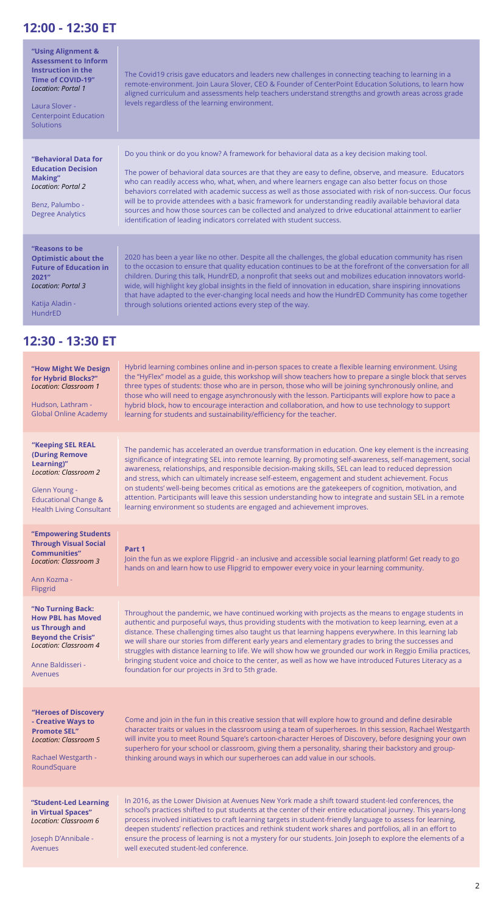## 12:00 - 12:30 ET

**"Using Alignment & Assessment to Inform Instruction in the Time of COVID-19"**
*Location: Portal 1*

Laura Slover - Centerpoint Education Solutions

The Covid19 crisis gave educators and leaders new challenges in connecting teaching to learning in a remote-environment. Join Laura Slover, CEO & Founder of CenterPoint Education Solutions, to learn how aligned curriculum and assessments help teachers understand strengths and growth areas across grade levels regardless of the learning environment.

**"Behavioral Data for Education Decision Making"**
*Location: Portal 2*

Benz, Palumbo - Degree Analytics

Do you think or do you know? A framework for behavioral data as a key decision making tool.

The power of behavioral data sources are that they are easy to define, observe, and measure. Educators who can readily access who, what, when, and where learners engage can also better focus on those behaviors correlated with academic success as well as those associated with risk of non-success. Our focus will be to provide attendees with a basic framework for understanding readily available behavioral data sources and how those sources can be collected and analyzed to drive educational attainment to earlier identification of leading indicators correlated with student success.

**"Reasons to be Optimistic about the Future of Education in 2021"**
*Location: Portal 3*

Katija Aladin - HundrED

2020 has been a year like no other. Despite all the challenges, the global education community has risen to the occasion to ensure that quality education continues to be at the forefront of the conversation for all children. During this talk, HundrED, a nonprofit that seeks out and mobilizes education innovators world-wide, will highlight key global insights in the field of innovation in education, share inspiring innovations that have adapted to the ever-changing local needs and how the HundrED Community has come together through solutions oriented actions every step of the way.

## 12:30 - 13:30 ET

**"How Might We Design for Hybrid Blocks?"**
*Location: Classroom 1*

Hudson, Lathram - Global Online Academy

Hybrid learning combines online and in-person spaces to create a flexible learning environment. Using the "HyFlex" model as a guide, this workshop will show teachers how to prepare a single block that serves three types of students: those who are in person, those who will be joining synchronously online, and those who will need to engage asynchronously with the lesson. Participants will explore how to pace a hybrid block, how to encourage interaction and collaboration, and how to use technology to support learning for students and sustainability/efficiency for the teacher.

**"Keeping SEL REAL (During Remove Learning)"**
*Location: Classroom 2*

Glenn Young - Educational Change & Health Living Consultant

The pandemic has accelerated an overdue transformation in education. One key element is the increasing significance of integrating SEL into remote learning. By promoting self-awareness, self-management, social awareness, relationships, and responsible decision-making skills, SEL can lead to reduced depression and stress, which can ultimately increase self-esteem, engagement and student achievement. Focus on students' well-being becomes critical as emotions are the gatekeepers of cognition, motivation, and attention. Participants will leave this session understanding how to integrate and sustain SEL in a remote learning environment so students are engaged and achievement improves.

**"Empowering Students Through Visual Social Communities"**
*Location: Classroom 3*

Ann Kozma - Flipgrid

**Part 1**
Join the fun as we explore Flipgrid - an inclusive and accessible social learning platform! Get ready to go hands on and learn how to use Flipgrid to empower every voice in your learning community.

**"No Turning Back: How PBL has Moved us Through and Beyond the Crisis"**
*Location: Classroom 4*

Anne Baldisseri - Avenues

Throughout the pandemic, we have continued working with projects as the means to engage students in authentic and purposeful ways, thus providing students with the motivation to keep learning, even at a distance. These challenging times also taught us that learning happens everywhere. In this learning lab we will share our stories from different early years and elementary grades to bring the successes and struggles with distance learning to life. We will show how we grounded our work in Reggio Emilia practices, bringing student voice and choice to the center, as well as how we have introduced Futures Literacy as a foundation for our projects in 3rd to 5th grade.

**"Heroes of Discovery - Creative Ways to Promote SEL"**
*Location: Classroom 5*

Rachael Westgarth - RoundSquare

Come and join in the fun in this creative session that will explore how to ground and define desirable character traits or values in the classroom using a team of superheroes. In this session, Rachael Westgarth will invite you to meet Round Square's cartoon-character Heroes of Discovery, before designing your own superhero for your school or classroom, giving them a personality, sharing their backstory and group-thinking around ways in which our superheroes can add value in our schools.

**"Student-Led Learning in Virtual Spaces"**
*Location: Classroom 6*

Joseph D'Annibale - Avenues

In 2016, as the Lower Division at Avenues New York made a shift toward student-led conferences, the school's practices shifted to put students at the center of their entire educational journey. This years-long process involved initiatives to craft learning targets in student-friendly language to assess for learning, deepen students' reflection practices and rethink student work shares and portfolios, all in an effort to ensure the process of learning is not a mystery for our students. Join Joseph to explore the elements of a well executed student-led conference.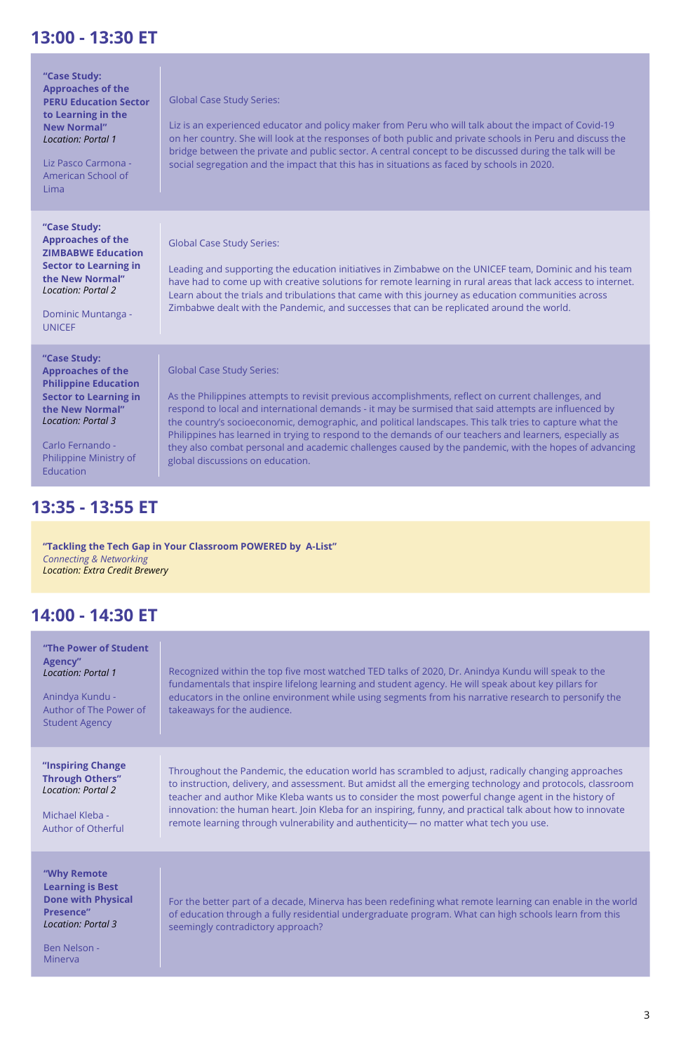## 13:00 - 13:30 ET

**"Case Study: Approaches of the PERU Education Sector to Learning in the New Normal"**
*Location: Portal 1*

Liz Pasco Carmona - American School of Lima

Global Case Study Series:

Liz is an experienced educator and policy maker from Peru who will talk about the impact of Covid-19 on her country. She will look at the responses of both public and private schools in Peru and discuss the bridge between the private and public sector. A central concept to be discussed during the talk will be social segregation and the impact that this has in situations as faced by schools in 2020.

**"Case Study: Approaches of the ZIMBABWE Education Sector to Learning in the New Normal"**
*Location: Portal 2*

Dominic Muntanga - UNICEF

Global Case Study Series:

Leading and supporting the education initiatives in Zimbabwe on the UNICEF team, Dominic and his team have had to come up with creative solutions for remote learning in rural areas that lack access to internet. Learn about the trials and tribulations that came with this journey as education communities across Zimbabwe dealt with the Pandemic, and successes that can be replicated around the world.

**"Case Study: Approaches of the Philippine Education Sector to Learning in the New Normal"**
*Location: Portal 3*

Carlo Fernando - Philippine Ministry of Education

Global Case Study Series:

As the Philippines attempts to revisit previous accomplishments, reflect on current challenges, and respond to local and international demands - it may be surmised that said attempts are influenced by the country's socioeconomic, demographic, and political landscapes. This talk tries to capture what the Philippines has learned in trying to respond to the demands of our teachers and learners, especially as they also combat personal and academic challenges caused by the pandemic, with the hopes of advancing global discussions on education.

## 13:35 - 13:55 ET

**"Tackling the Tech Gap in Your Classroom POWERED by A-List"**
*Connecting & Networking*
*Location: Extra Credit Brewery*

## 14:00 - 14:30 ET

**"The Power of Student Agency"**
*Location: Portal 1*

Anindya Kundu - Author of The Power of Student Agency

Recognized within the top five most watched TED talks of 2020, Dr. Anindya Kundu will speak to the fundamentals that inspire lifelong learning and student agency. He will speak about key pillars for educators in the online environment while using segments from his narrative research to personify the takeaways for the audience.

**"Inspiring Change Through Others"**
*Location: Portal 2*

Michael Kleba - Author of Otherful

Throughout the Pandemic, the education world has scrambled to adjust, radically changing approaches to instruction, delivery, and assessment. But amidst all the emerging technology and protocols, classroom teacher and author Mike Kleba wants us to consider the most powerful change agent in the history of innovation: the human heart. Join Kleba for an inspiring, funny, and practical talk about how to innovate remote learning through vulnerability and authenticity— no matter what tech you use.

**"Why Remote Learning is Best Done with Physical Presence"**
*Location: Portal 3*

Ben Nelson - Minerva

For the better part of a decade, Minerva has been redefining what remote learning can enable in the world of education through a fully residential undergraduate program. What can high schools learn from this seemingly contradictory approach?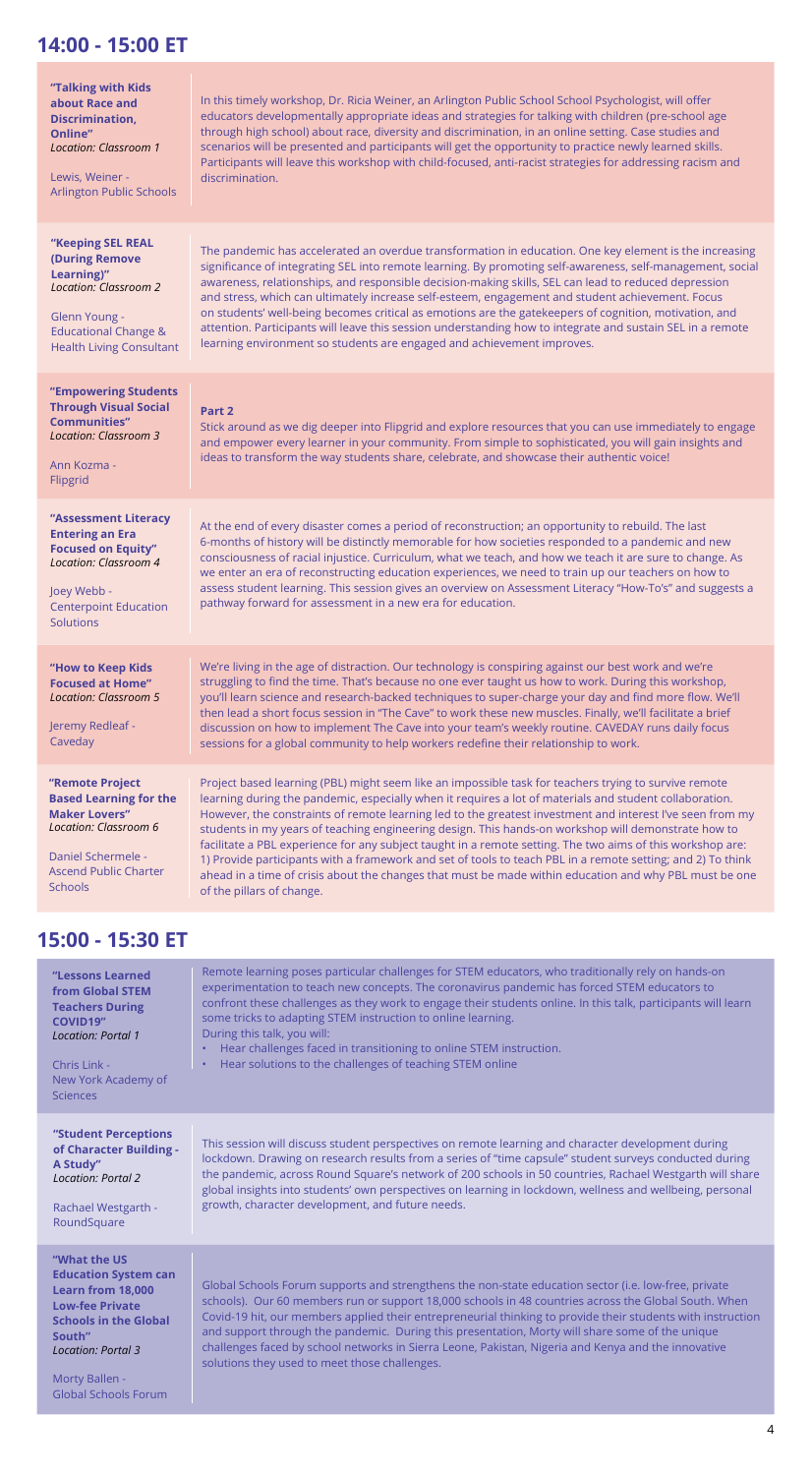## 14:00 - 15:00 ET

**"Talking with Kids about Race and Discrimination, Online"**
*Location: Classroom 1*

Lewis, Weiner - Arlington Public Schools

In this timely workshop, Dr. Ricia Weiner, an Arlington Public School School Psychologist, will offer educators developmentally appropriate ideas and strategies for talking with children (pre-school age through high school) about race, diversity and discrimination, in an online setting. Case studies and scenarios will be presented and participants will get the opportunity to practice newly learned skills. Participants will leave this workshop with child-focused, anti-racist strategies for addressing racism and discrimination.

**"Keeping SEL REAL (During Remove Learning)"**
*Location: Classroom 2*

Glenn Young - Educational Change & Health Living Consultant

The pandemic has accelerated an overdue transformation in education. One key element is the increasing significance of integrating SEL into remote learning. By promoting self-awareness, self-management, social awareness, relationships, and responsible decision-making skills, SEL can lead to reduced depression and stress, which can ultimately increase self-esteem, engagement and student achievement. Focus on students' well-being becomes critical as emotions are the gatekeepers of cognition, motivation, and attention. Participants will leave this session understanding how to integrate and sustain SEL in a remote learning environment so students are engaged and achievement improves.

**"Empowering Students Through Visual Social Communities"**
*Location: Classroom 3*

Ann Kozma - Flipgrid

**Part 2**
Stick around as we dig deeper into Flipgrid and explore resources that you can use immediately to engage and empower every learner in your community. From simple to sophisticated, you will gain insights and ideas to transform the way students share, celebrate, and showcase their authentic voice!

**"Assessment Literacy Entering an Era Focused on Equity"**
*Location: Classroom 4*

Joey Webb - Centerpoint Education Solutions

At the end of every disaster comes a period of reconstruction; an opportunity to rebuild. The last 6-months of history will be distinctly memorable for how societies responded to a pandemic and new consciousness of racial injustice. Curriculum, what we teach, and how we teach it are sure to change. As we enter an era of reconstructing education experiences, we need to train up our teachers on how to assess student learning. This session gives an overview on Assessment Literacy "How-To's" and suggests a pathway forward for assessment in a new era for education.

**"How to Keep Kids Focused at Home"**
*Location: Classroom 5*

Jeremy Redleaf - Caveday

We're living in the age of distraction. Our technology is conspiring against our best work and we're struggling to find the time. That's because no one ever taught us how to work. During this workshop, you'll learn science and research-backed techniques to super-charge your day and find more flow. We'll then lead a short focus session in "The Cave" to work these new muscles. Finally, we'll facilitate a brief discussion on how to implement The Cave into your team's weekly routine. CAVEDAY runs daily focus sessions for a global community to help workers redefine their relationship to work.

**"Remote Project Based Learning for the Maker Lovers"**
*Location: Classroom 6*

Daniel Schermele - Ascend Public Charter Schools

Project based learning (PBL) might seem like an impossible task for teachers trying to survive remote learning during the pandemic, especially when it requires a lot of materials and student collaboration. However, the constraints of remote learning led to the greatest investment and interest I've seen from my students in my years of teaching engineering design. This hands-on workshop will demonstrate how to facilitate a PBL experience for any subject taught in a remote setting. The two aims of this workshop are: 1) Provide participants with a framework and set of tools to teach PBL in a remote setting; and 2) To think ahead in a time of crisis about the changes that must be made within education and why PBL must be one of the pillars of change.

## 15:00 - 15:30 ET

**"Lessons Learned from Global STEM Teachers During COVID19"**
*Location: Portal 1*

Chris Link - New York Academy of Sciences

Remote learning poses particular challenges for STEM educators, who traditionally rely on hands-on experimentation to teach new concepts. The coronavirus pandemic has forced STEM educators to confront these challenges as they work to engage their students online. In this talk, participants will learn some tricks to adapting STEM instruction to online learning.
During this talk, you will:

- Hear challenges faced in transitioning to online STEM instruction.
- Hear solutions to the challenges of teaching STEM online

**"Student Perceptions of Character Building - A Study"**
*Location: Portal 2*

Rachael Westgarth - RoundSquare

This session will discuss student perspectives on remote learning and character development during lockdown. Drawing on research results from a series of "time capsule" student surveys conducted during the pandemic, across Round Square's network of 200 schools in 50 countries, Rachael Westgarth will share global insights into students' own perspectives on learning in lockdown, wellness and wellbeing, personal growth, character development, and future needs.

**"What the US Education System can Learn from 18,000 Low-fee Private Schools in the Global South"**
*Location: Portal 3*

Morty Ballen - Global Schools Forum

Global Schools Forum supports and strengthens the non-state education sector (i.e. low-free, private schools). Our 60 members run or support 18,000 schools in 48 countries across the Global South. When Covid-19 hit, our members applied their entrepreneurial thinking to provide their students with instruction and support through the pandemic. During this presentation, Morty will share some of the unique challenges faced by school networks in Sierra Leone, Pakistan, Nigeria and Kenya and the innovative solutions they used to meet those challenges.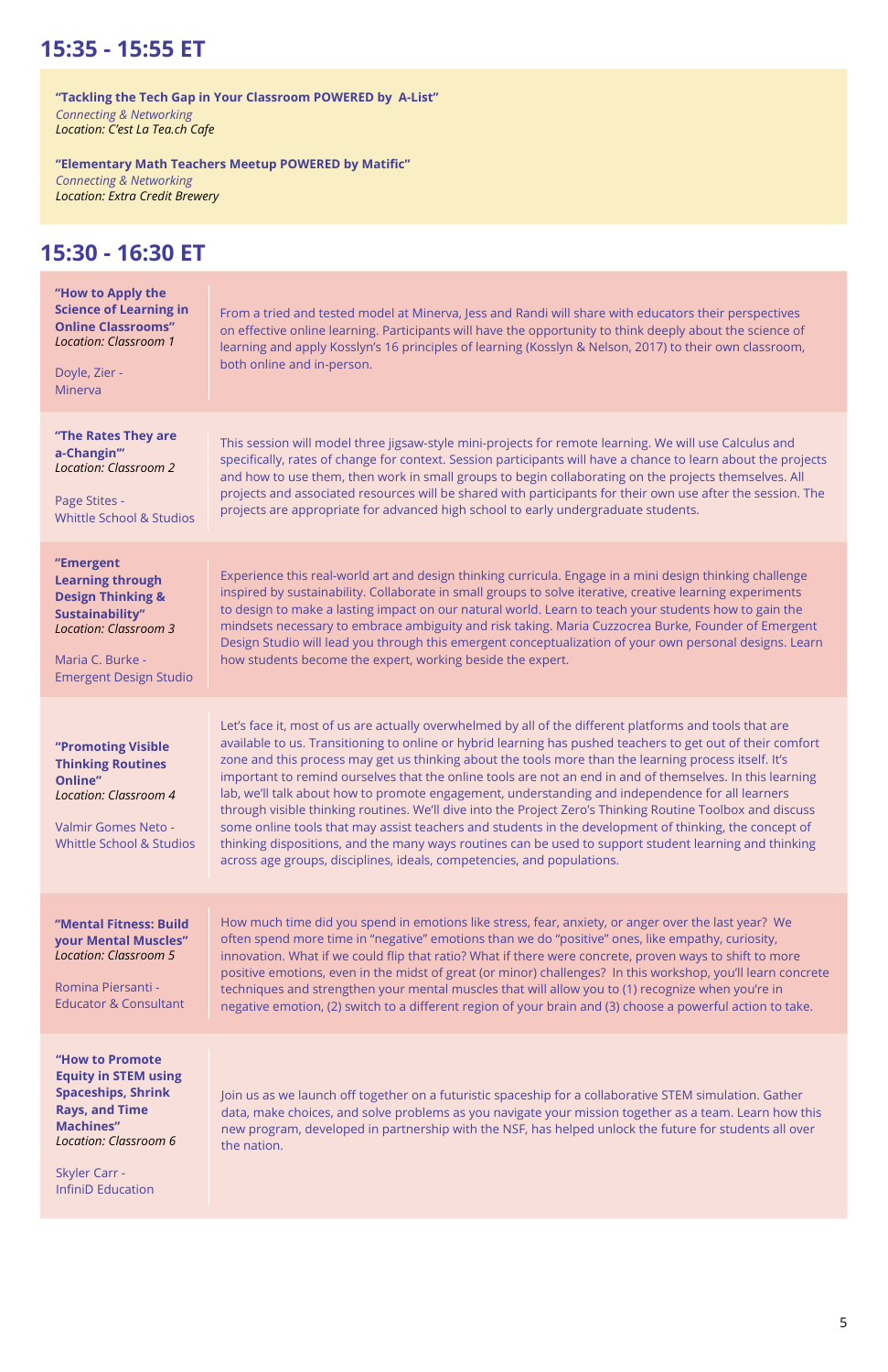## 15:35 - 15:55 ET

**"Tackling the Tech Gap in Your Classroom POWERED by A-List"**
*Connecting & Networking*
*Location: C'est La Tea.ch Cafe*

**"Elementary Math Teachers Meetup POWERED by Matific"**
*Connecting & Networking*
*Location: Extra Credit Brewery*

## 15:30 - 16:30 ET

| Session | Description |
|---|---|
| **"How to Apply the Science of Learning in Online Classrooms"** *Location: Classroom 1* Doyle, Zier - Minerva | From a tried and tested model at Minerva, Jess and Randi will share with educators their perspectives on effective online learning. Participants will have the opportunity to think deeply about the science of learning and apply Kosslyn's 16 principles of learning (Kosslyn & Nelson, 2017) to their own classroom, both online and in-person. |
| **"The Rates They are a-Changin'"** *Location: Classroom 2* Page Stites - Whittle School & Studios | This session will model three jigsaw-style mini-projects for remote learning. We will use Calculus and specifically, rates of change for context. Session participants will have a chance to learn about the projects and how to use them, then work in small groups to begin collaborating on the projects themselves. All projects and associated resources will be shared with participants for their own use after the session. The projects are appropriate for advanced high school to early undergraduate students. |
| **"Emergent Learning through Design Thinking & Sustainability"** *Location: Classroom 3* Maria C. Burke - Emergent Design Studio | Experience this real-world art and design thinking curricula. Engage in a mini design thinking challenge inspired by sustainability. Collaborate in small groups to solve iterative, creative learning experiments to design to make a lasting impact on our natural world. Learn to teach your students how to gain the mindsets necessary to embrace ambiguity and risk taking. Maria Cuzzocrea Burke, Founder of Emergent Design Studio will lead you through this emergent conceptualization of your own personal designs. Learn how students become the expert, working beside the expert. |
| **"Promoting Visible Thinking Routines Online"** *Location: Classroom 4* Valmir Gomes Neto - Whittle School & Studios | Let's face it, most of us are actually overwhelmed by all of the different platforms and tools that are available to us. Transitioning to online or hybrid learning has pushed teachers to get out of their comfort zone and this process may get us thinking about the tools more than the learning process itself. It's important to remind ourselves that the online tools are not an end in and of themselves. In this learning lab, we'll talk about how to promote engagement, understanding and independence for all learners through visible thinking routines. We'll dive into the Project Zero's Thinking Routine Toolbox and discuss some online tools that may assist teachers and students in the development of thinking, the concept of thinking dispositions, and the many ways routines can be used to support student learning and thinking across age groups, disciplines, ideals, competencies, and populations. |
| **"Mental Fitness: Build your Mental Muscles"** *Location: Classroom 5* Romina Piersanti - Educator & Consultant | How much time did you spend in emotions like stress, fear, anxiety, or anger over the last year? We often spend more time in "negative" emotions than we do "positive" ones, like empathy, curiosity, innovation. What if we could flip that ratio? What if there were concrete, proven ways to shift to more positive emotions, even in the midst of great (or minor) challenges? In this workshop, you'll learn concrete techniques and strengthen your mental muscles that will allow you to (1) recognize when you're in negative emotion, (2) switch to a different region of your brain and (3) choose a powerful action to take. |
| **"How to Promote Equity in STEM using Spaceships, Shrink Rays, and Time Machines"** *Location: Classroom 6* Skyler Carr - InfiniD Education | Join us as we launch off together on a futuristic spaceship for a collaborative STEM simulation. Gather data, make choices, and solve problems as you navigate your mission together as a team. Learn how this new program, developed in partnership with the NSF, has helped unlock the future for students all over the nation. |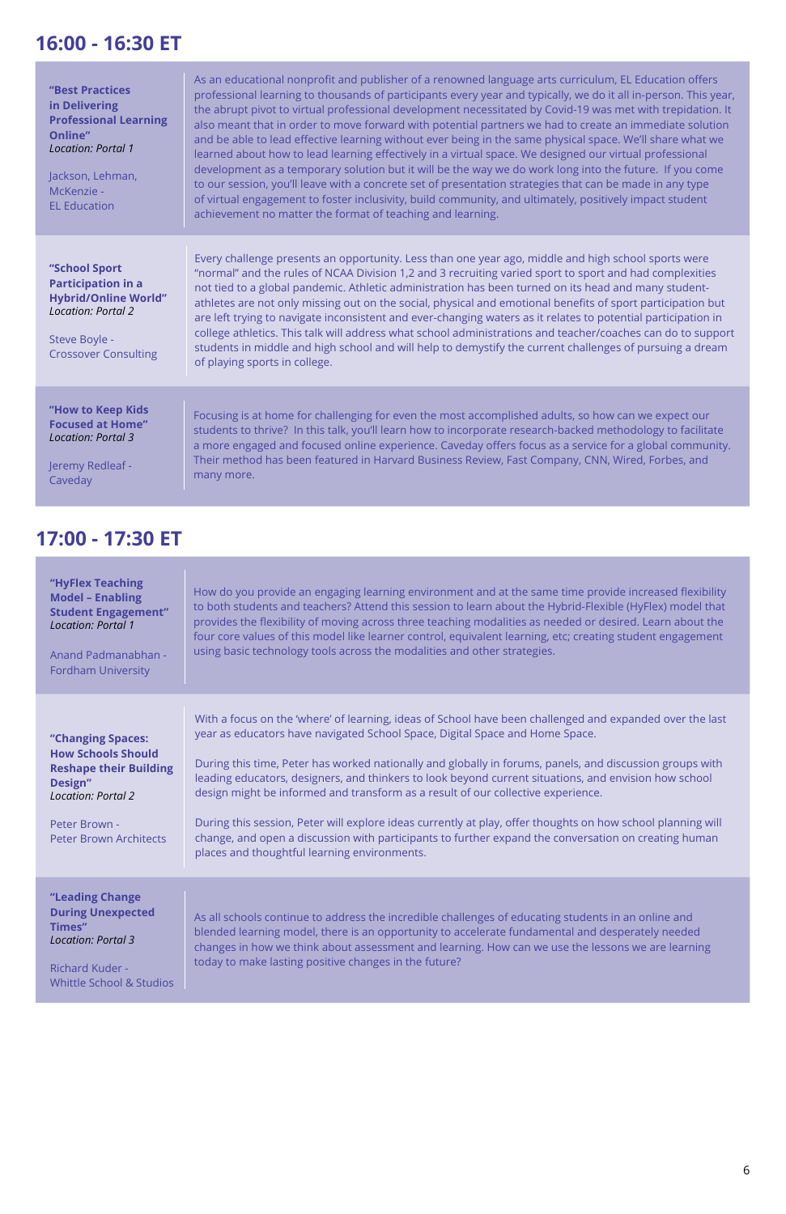## 16:00 - 16:30 ET

**"Best Practices in Delivering Professional Learning Online"**
*Location: Portal 1*

Jackson, Lehman, McKenzie - EL Education

As an educational nonprofit and publisher of a renowned language arts curriculum, EL Education offers professional learning to thousands of participants every year and typically, we do it all in-person. This year, the abrupt pivot to virtual professional development necessitated by Covid-19 was met with trepidation. It also meant that in order to move forward with potential partners we had to create an immediate solution and be able to lead effective learning without ever being in the same physical space. We'll share what we learned about how to lead learning effectively in a virtual space. We designed our virtual professional development as a temporary solution but it will be the way we do work long into the future. If you come to our session, you'll leave with a concrete set of presentation strategies that can be made in any type of virtual engagement to foster inclusivity, build community, and ultimately, positively impact student achievement no matter the format of teaching and learning.

**"School Sport Participation in a Hybrid/Online World"**
*Location: Portal 2*

Steve Boyle - Crossover Consulting

Every challenge presents an opportunity. Less than one year ago, middle and high school sports were "normal" and the rules of NCAA Division 1,2 and 3 recruiting varied sport to sport and had complexities not tied to a global pandemic. Athletic administration has been turned on its head and many student-athletes are not only missing out on the social, physical and emotional benefits of sport participation but are left trying to navigate inconsistent and ever-changing waters as it relates to potential participation in college athletics. This talk will address what school administrations and teacher/coaches can do to support students in middle and high school and will help to demystify the current challenges of pursuing a dream of playing sports in college.

**"How to Keep Kids Focused at Home"**
*Location: Portal 3*

Jeremy Redleaf - Caveday

Focusing is at home for challenging for even the most accomplished adults, so how can we expect our students to thrive? In this talk, you'll learn how to incorporate research-backed methodology to facilitate a more engaged and focused online experience. Caveday offers focus as a service for a global community. Their method has been featured in Harvard Business Review, Fast Company, CNN, Wired, Forbes, and many more.

## 17:00 - 17:30 ET

**"HyFlex Teaching Model – Enabling Student Engagement"**
*Location: Portal 1*

Anand Padmanabhan - Fordham University

How do you provide an engaging learning environment and at the same time provide increased flexibility to both students and teachers? Attend this session to learn about the Hybrid-Flexible (HyFlex) model that provides the flexibility of moving across three teaching modalities as needed or desired. Learn about the four core values of this model like learner control, equivalent learning, etc; creating student engagement using basic technology tools across the modalities and other strategies.

**"Changing Spaces: How Schools Should Reshape their Building Design"**
*Location: Portal 2*

Peter Brown - Peter Brown Architects

With a focus on the 'where' of learning, ideas of School have been challenged and expanded over the last year as educators have navigated School Space, Digital Space and Home Space.

During this time, Peter has worked nationally and globally in forums, panels, and discussion groups with leading educators, designers, and thinkers to look beyond current situations, and envision how school design might be informed and transform as a result of our collective experience.

During this session, Peter will explore ideas currently at play, offer thoughts on how school planning will change, and open a discussion with participants to further expand the conversation on creating human places and thoughtful learning environments.

**"Leading Change During Unexpected Times"**
*Location: Portal 3*

Richard Kuder - Whittle School & Studios

As all schools continue to address the incredible challenges of educating students in an online and blended learning model, there is an opportunity to accelerate fundamental and desperately needed changes in how we think about assessment and learning. How can we use the lessons we are learning today to make lasting positive changes in the future?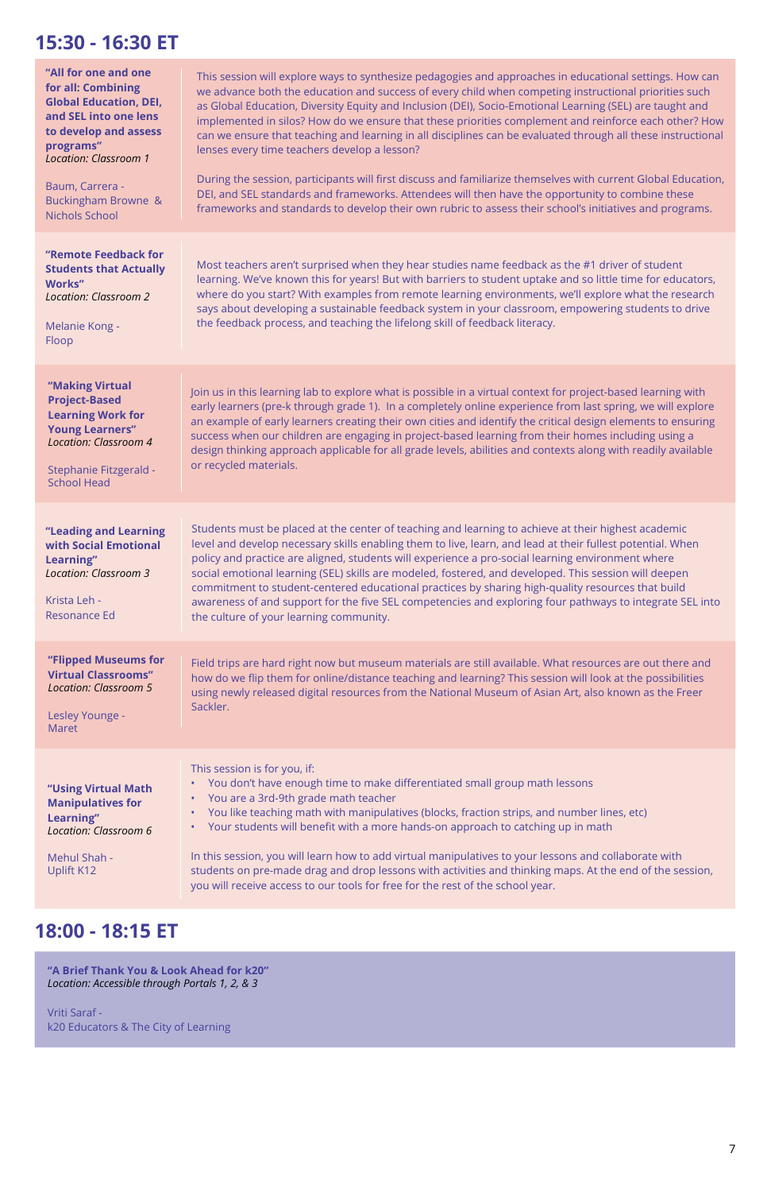## 15:30 - 16:30 ET

**"All for one and one for all: Combining Global Education, DEI, and SEL into one lens to develop and assess programs"**
*Location: Classroom 1*

Baum, Carrera - Buckingham Browne & Nichols School

This session will explore ways to synthesize pedagogies and approaches in educational settings. How can we advance both the education and success of every child when competing instructional priorities such as Global Education, Diversity Equity and Inclusion (DEI), Socio-Emotional Learning (SEL) are taught and implemented in silos? How do we ensure that these priorities complement and reinforce each other? How can we ensure that teaching and learning in all disciplines can be evaluated through all these instructional lenses every time teachers develop a lesson?

During the session, participants will first discuss and familiarize themselves with current Global Education, DEI, and SEL standards and frameworks. Attendees will then have the opportunity to combine these frameworks and standards to develop their own rubric to assess their school's initiatives and programs.

**"Remote Feedback for Students that Actually Works"**
*Location: Classroom 2*

Melanie Kong - Floop

Most teachers aren't surprised when they hear studies name feedback as the #1 driver of student learning. We've known this for years! But with barriers to student uptake and so little time for educators, where do you start? With examples from remote learning environments, we'll explore what the research says about developing a sustainable feedback system in your classroom, empowering students to drive the feedback process, and teaching the lifelong skill of feedback literacy.

**"Making Virtual Project-Based Learning Work for Young Learners"**
*Location: Classroom 4*

Stephanie Fitzgerald - School Head

Join us in this learning lab to explore what is possible in a virtual context for project-based learning with early learners (pre-k through grade 1). In a completely online experience from last spring, we will explore an example of early learners creating their own cities and identify the critical design elements to ensuring success when our children are engaging in project-based learning from their homes including using a design thinking approach applicable for all grade levels, abilities and contexts along with readily available or recycled materials.

**"Leading and Learning with Social Emotional Learning"**
*Location: Classroom 3*

Krista Leh - Resonance Ed

Students must be placed at the center of teaching and learning to achieve at their highest academic level and develop necessary skills enabling them to live, learn, and lead at their fullest potential. When policy and practice are aligned, students will experience a pro-social learning environment where social emotional learning (SEL) skills are modeled, fostered, and developed. This session will deepen commitment to student-centered educational practices by sharing high-quality resources that build awareness of and support for the five SEL competencies and exploring four pathways to integrate SEL into the culture of your learning community.

**"Flipped Museums for Virtual Classrooms"**
*Location: Classroom 5*

Lesley Younge - Maret

Field trips are hard right now but museum materials are still available. What resources are out there and how do we flip them for online/distance teaching and learning? This session will look at the possibilities using newly released digital resources from the National Museum of Asian Art, also known as the Freer Sackler.

**"Using Virtual Math Manipulatives for Learning"**
*Location: Classroom 6*

Mehul Shah - Uplift K12

This session is for you, if:

- You don't have enough time to make differentiated small group math lessons
- You are a 3rd-9th grade math teacher
- You like teaching math with manipulatives (blocks, fraction strips, and number lines, etc)
- Your students will benefit with a more hands-on approach to catching up in math

In this session, you will learn how to add virtual manipulatives to your lessons and collaborate with students on pre-made drag and drop lessons with activities and thinking maps. At the end of the session, you will receive access to our tools for free for the rest of the school year.

## 18:00 - 18:15 ET

**"A Brief Thank You & Look Ahead for k20"**
*Location: Accessible through Portals 1, 2, & 3*

Vriti Saraf - k20 Educators & The City of Learning